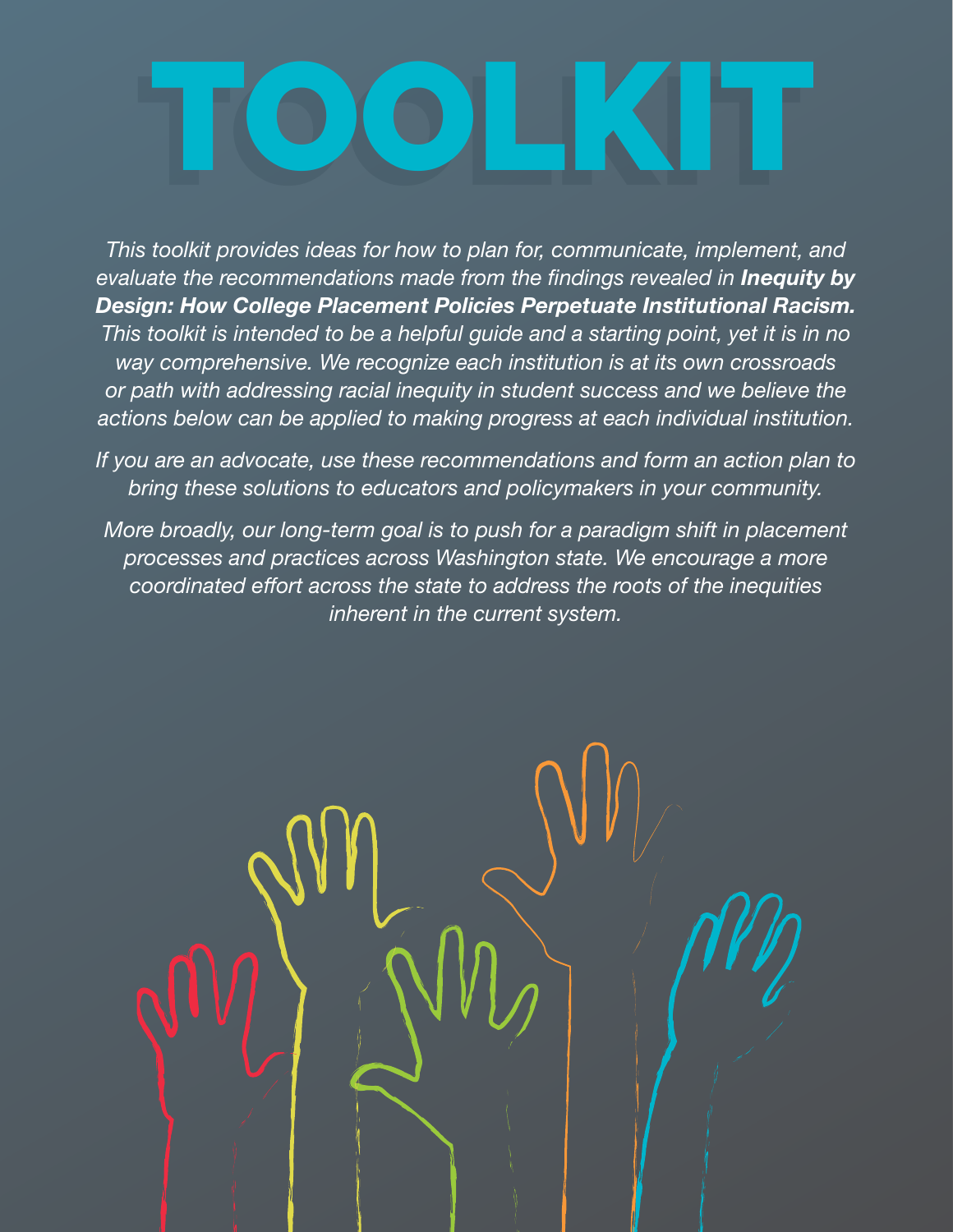# TOOLKIT

*This toolkit provides ideas for how to plan for, communicate, implement, and evaluate the recommendations made from the findings revealed in* ***Inequity by Design: How College Placement Policies Perpetuate Institutional Racism.*** *This toolkit is intended to be a helpful guide and a starting point, yet it is in no way comprehensive. We recognize each institution is at its own crossroads or path with addressing racial inequity in student success and we believe the actions below can be applied to making progress at each individual institution.*

*If you are an advocate, use these recommendations and form an action plan to bring these solutions to educators and policymakers in your community.*

*More broadly, our long-term goal is to push for a paradigm shift in placement processes and practices across Washington state. We encourage a more coordinated effort across the state to address the roots of the inequities inherent in the current system.*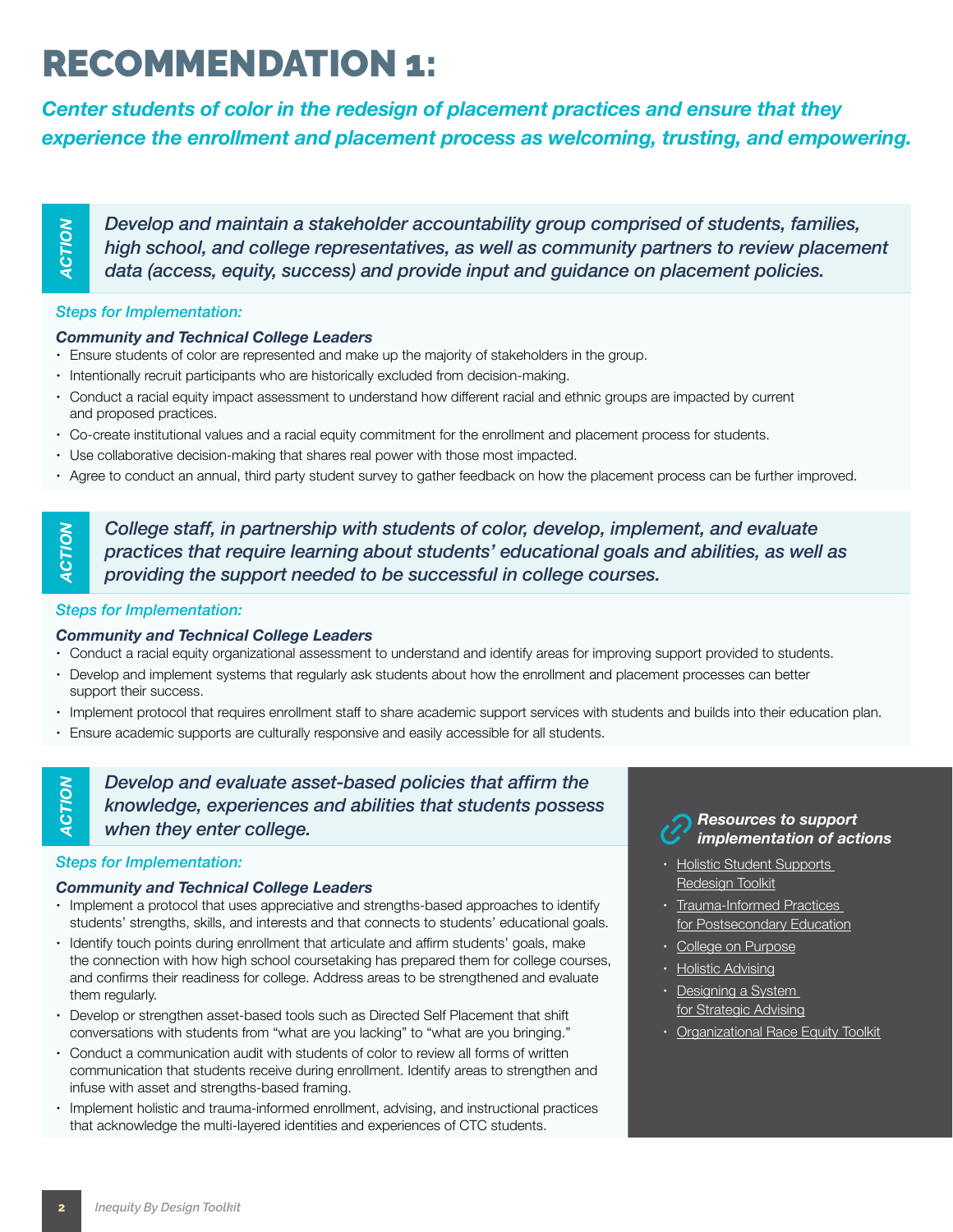# RECOMMENDATION 1:

***Center students of color in the redesign of placement practices and ensure that they experience the enrollment and placement process as welcoming, trusting, and empowering.***

### ACTION

***Develop and maintain a stakeholder accountability group comprised of students, families, high school, and college representatives, as well as community partners to review placement data (access, equity, success) and provide input and guidance on placement policies.***

*Steps for Implementation:*

***Community and Technical College Leaders***

- Ensure students of color are represented and make up the majority of stakeholders in the group.
- Intentionally recruit participants who are historically excluded from decision-making.
- Conduct a racial equity impact assessment to understand how different racial and ethnic groups are impacted by current and proposed practices.
- Co-create institutional values and a racial equity commitment for the enrollment and placement process for students.
- Use collaborative decision-making that shares real power with those most impacted.
- Agree to conduct an annual, third party student survey to gather feedback on how the placement process can be further improved.

### ACTION

***College staff, in partnership with students of color, develop, implement, and evaluate practices that require learning about students' educational goals and abilities, as well as providing the support needed to be successful in college courses.***

*Steps for Implementation:*

***Community and Technical College Leaders***

- Conduct a racial equity organizational assessment to understand and identify areas for improving support provided to students.
- Develop and implement systems that regularly ask students about how the enrollment and placement processes can better support their success.
- Implement protocol that requires enrollment staff to share academic support services with students and builds into their education plan.
- Ensure academic supports are culturally responsive and easily accessible for all students.

### ACTION

***Develop and evaluate asset-based policies that affirm the knowledge, experiences and abilities that students possess when they enter college.***

*Steps for Implementation:*

***Community and Technical College Leaders***

- Implement a protocol that uses appreciative and strengths-based approaches to identify students' strengths, skills, and interests and that connects to students' educational goals.
- Identify touch points during enrollment that articulate and affirm students' goals, make the connection with how high school coursetaking has prepared them for college courses, and confirms their readiness for college. Address areas to be strengthened and evaluate them regularly.
- Develop or strengthen asset-based tools such as Directed Self Placement that shift conversations with students from "what are you lacking" to "what are you bringing."
- Conduct a communication audit with students of color to review all forms of written communication that students receive during enrollment. Identify areas to strengthen and infuse with asset and strengths-based framing.
- Implement holistic and trauma-informed enrollment, advising, and instructional practices that acknowledge the multi-layered identities and experiences of CTC students.

***Resources to support implementation of actions***

- Holistic Student Supports Redesign Toolkit
- Trauma-Informed Practices for Postsecondary Education
- College on Purpose
- Holistic Advising
- Designing a System for Strategic Advising
- Organizational Race Equity Toolkit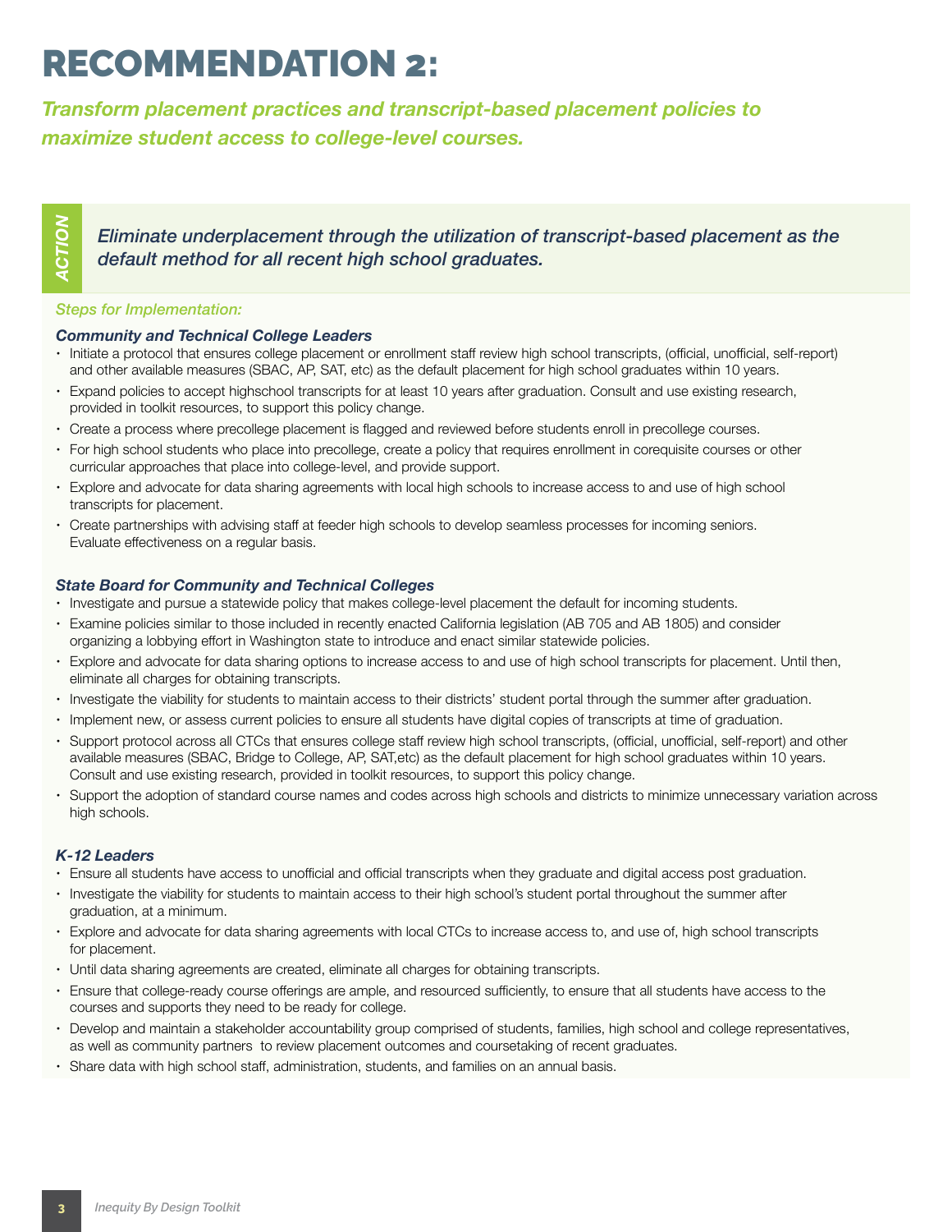# RECOMMENDATION 2:

***Transform placement practices and transcript-based placement policies to maximize student access to college-level courses.***

**ACTION**

*Eliminate underplacement through the utilization of transcript-based placement as the default method for all recent high school graduates.*

*Steps for Implementation:*

***Community and Technical College Leaders***

- Initiate a protocol that ensures college placement or enrollment staff review high school transcripts, (official, unofficial, self-report) and other available measures (SBAC, AP, SAT, etc) as the default placement for high school graduates within 10 years.
- Expand policies to accept highschool transcripts for at least 10 years after graduation. Consult and use existing research, provided in toolkit resources, to support this policy change.
- Create a process where precollege placement is flagged and reviewed before students enroll in precollege courses.
- For high school students who place into precollege, create a policy that requires enrollment in corequisite courses or other curricular approaches that place into college-level, and provide support.
- Explore and advocate for data sharing agreements with local high schools to increase access to and use of high school transcripts for placement.
- Create partnerships with advising staff at feeder high schools to develop seamless processes for incoming seniors. Evaluate effectiveness on a regular basis.

***State Board for Community and Technical Colleges***

- Investigate and pursue a statewide policy that makes college-level placement the default for incoming students.
- Examine policies similar to those included in recently enacted California legislation (AB 705 and AB 1805) and consider organizing a lobbying effort in Washington state to introduce and enact similar statewide policies.
- Explore and advocate for data sharing options to increase access to and use of high school transcripts for placement. Until then, eliminate all charges for obtaining transcripts.
- Investigate the viability for students to maintain access to their districts' student portal through the summer after graduation.
- Implement new, or assess current policies to ensure all students have digital copies of transcripts at time of graduation.
- Support protocol across all CTCs that ensures college staff review high school transcripts, (official, unofficial, self-report) and other available measures (SBAC, Bridge to College, AP, SAT,etc) as the default placement for high school graduates within 10 years. Consult and use existing research, provided in toolkit resources, to support this policy change.
- Support the adoption of standard course names and codes across high schools and districts to minimize unnecessary variation across high schools.

***K-12 Leaders***

- Ensure all students have access to unofficial and official transcripts when they graduate and digital access post graduation.
- Investigate the viability for students to maintain access to their high school's student portal throughout the summer after graduation, at a minimum.
- Explore and advocate for data sharing agreements with local CTCs to increase access to, and use of, high school transcripts for placement.
- Until data sharing agreements are created, eliminate all charges for obtaining transcripts.
- Ensure that college-ready course offerings are ample, and resourced sufficiently, to ensure that all students have access to the courses and supports they need to be ready for college.
- Develop and maintain a stakeholder accountability group comprised of students, families, high school and college representatives, as well as community partners to review placement outcomes and coursetaking of recent graduates.
- Share data with high school staff, administration, students, and families on an annual basis.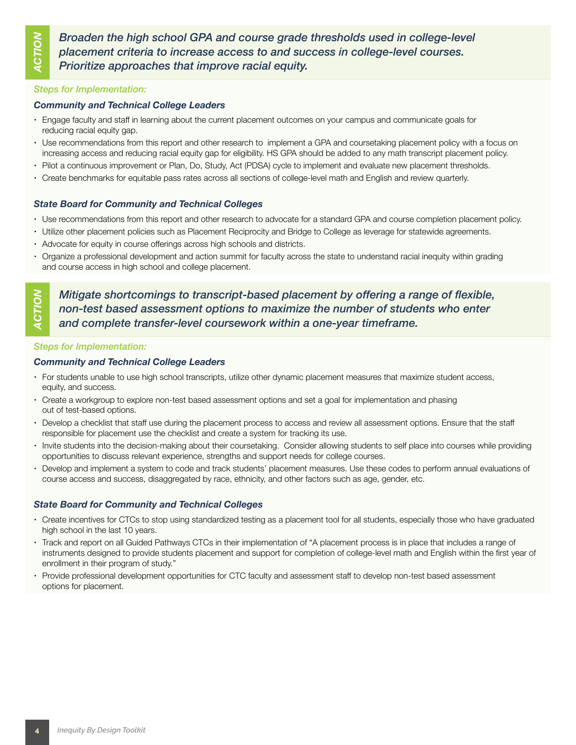**ACTION**

*Broaden the high school GPA and course grade thresholds used in college-level placement criteria to increase access to and success in college-level courses. Prioritize approaches that improve racial equity.*

*Steps for Implementation:*

***Community and Technical College Leaders***

- Engage faculty and staff in learning about the current placement outcomes on your campus and communicate goals for reducing racial equity gap.
- Use recommendations from this report and other research to implement a GPA and coursetaking placement policy with a focus on increasing access and reducing racial equity gap for eligibility. HS GPA should be added to any math transcript placement policy.
- Pilot a continuous improvement or Plan, Do, Study, Act (PDSA) cycle to implement and evaluate new placement thresholds.
- Create benchmarks for equitable pass rates across all sections of college-level math and English and review quarterly.

***State Board for Community and Technical Colleges***

- Use recommendations from this report and other research to advocate for a standard GPA and course completion placement policy.
- Utilize other placement policies such as Placement Reciprocity and Bridge to College as leverage for statewide agreements.
- Advocate for equity in course offerings across high schools and districts.
- Organize a professional development and action summit for faculty across the state to understand racial inequity within grading and course access in high school and college placement.

**ACTION**

*Mitigate shortcomings to transcript-based placement by offering a range of flexible, non-test based assessment options to maximize the number of students who enter and complete transfer-level coursework within a one-year timeframe.*

*Steps for Implementation:*

***Community and Technical College Leaders***

- For students unable to use high school transcripts, utilize other dynamic placement measures that maximize student access, equity, and success.
- Create a workgroup to explore non-test based assessment options and set a goal for implementation and phasing out of test-based options.
- Develop a checklist that staff use during the placement process to access and review all assessment options. Ensure that the staff responsible for placement use the checklist and create a system for tracking its use.
- Invite students into the decision-making about their coursetaking. Consider allowing students to self place into courses while providing opportunities to discuss relevant experience, strengths and support needs for college courses.
- Develop and implement a system to code and track students' placement measures. Use these codes to perform annual evaluations of course access and success, disaggregated by race, ethnicity, and other factors such as age, gender, etc.

***State Board for Community and Technical Colleges***

- Create incentives for CTCs to stop using standardized testing as a placement tool for all students, especially those who have graduated high school in the last 10 years.
- Track and report on all Guided Pathways CTCs in their implementation of "A placement process is in place that includes a range of instruments designed to provide students placement and support for completion of college-level math and English within the first year of enrollment in their program of study."
- Provide professional development opportunities for CTC faculty and assessment staff to develop non-test based assessment options for placement.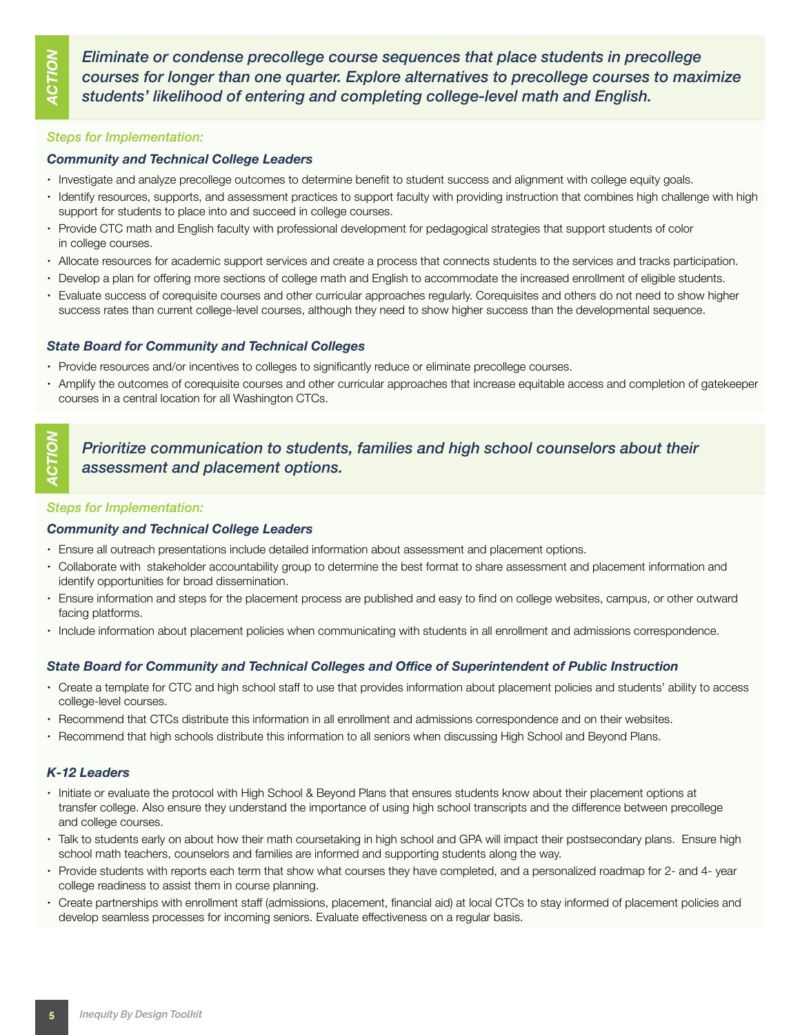**ACTION**

## *Eliminate or condense precollege course sequences that place students in precollege courses for longer than one quarter. Explore alternatives to precollege courses to maximize students' likelihood of entering and completing college-level math and English.*

*Steps for Implementation:*

### *Community and Technical College Leaders*

- Investigate and analyze precollege outcomes to determine benefit to student success and alignment with college equity goals.
- Identify resources, supports, and assessment practices to support faculty with providing instruction that combines high challenge with high support for students to place into and succeed in college courses.
- Provide CTC math and English faculty with professional development for pedagogical strategies that support students of color in college courses.
- Allocate resources for academic support services and create a process that connects students to the services and tracks participation.
- Develop a plan for offering more sections of college math and English to accommodate the increased enrollment of eligible students.
- Evaluate success of corequisite courses and other curricular approaches regularly. Corequisites and others do not need to show higher success rates than current college-level courses, although they need to show higher success than the developmental sequence.

### *State Board for Community and Technical Colleges*

- Provide resources and/or incentives to colleges to significantly reduce or eliminate precollege courses.
- Amplify the outcomes of corequisite courses and other curricular approaches that increase equitable access and completion of gatekeeper courses in a central location for all Washington CTCs.

**ACTION**

## *Prioritize communication to students, families and high school counselors about their assessment and placement options.*

*Steps for Implementation:*

### *Community and Technical College Leaders*

- Ensure all outreach presentations include detailed information about assessment and placement options.
- Collaborate with stakeholder accountability group to determine the best format to share assessment and placement information and identify opportunities for broad dissemination.
- Ensure information and steps for the placement process are published and easy to find on college websites, campus, or other outward facing platforms.
- Include information about placement policies when communicating with students in all enrollment and admissions correspondence.

### *State Board for Community and Technical Colleges and Office of Superintendent of Public Instruction*

- Create a template for CTC and high school staff to use that provides information about placement policies and students' ability to access college-level courses.
- Recommend that CTCs distribute this information in all enrollment and admissions correspondence and on their websites.
- Recommend that high schools distribute this information to all seniors when discussing High School and Beyond Plans.

### *K-12 Leaders*

- Initiate or evaluate the protocol with High School & Beyond Plans that ensures students know about their placement options at transfer college. Also ensure they understand the importance of using high school transcripts and the difference between precollege and college courses.
- Talk to students early on about how their math coursetaking in high school and GPA will impact their postsecondary plans. Ensure high school math teachers, counselors and families are informed and supporting students along the way.
- Provide students with reports each term that show what courses they have completed, and a personalized roadmap for 2- and 4- year college readiness to assist them in course planning.
- Create partnerships with enrollment staff (admissions, placement, financial aid) at local CTCs to stay informed of placement policies and develop seamless processes for incoming seniors. Evaluate effectiveness on a regular basis.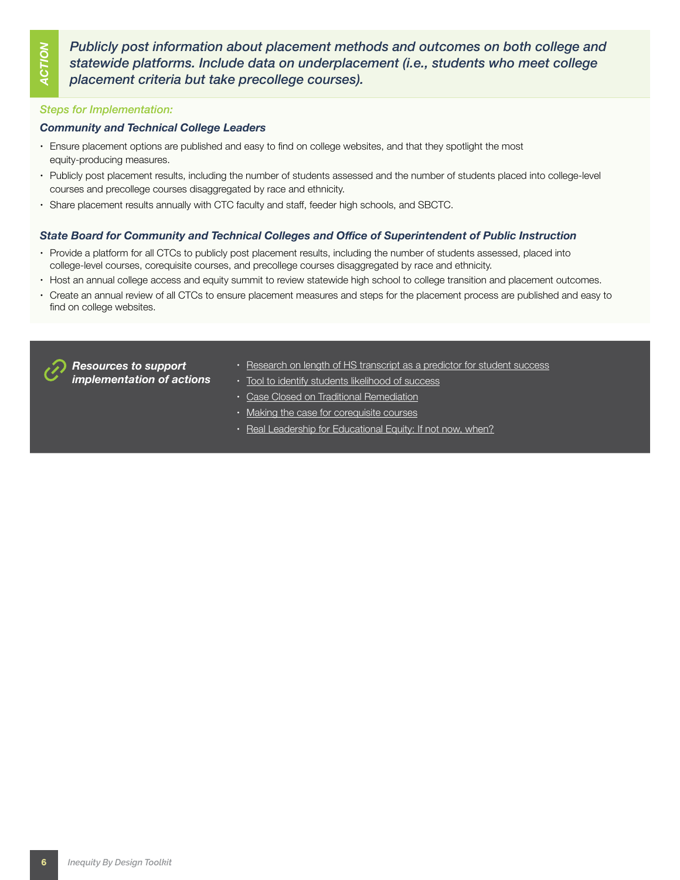**ACTION**

***Publicly post information about placement methods and outcomes on both college and statewide platforms. Include data on underplacement (i.e., students who meet college placement criteria but take precollege courses).***

*Steps for Implementation:*

***Community and Technical College Leaders***

- Ensure placement options are published and easy to find on college websites, and that they spotlight the most equity-producing measures.
- Publicly post placement results, including the number of students assessed and the number of students placed into college-level courses and precollege courses disaggregated by race and ethnicity.
- Share placement results annually with CTC faculty and staff, feeder high schools, and SBCTC.

***State Board for Community and Technical Colleges and Office of Superintendent of Public Instruction***

- Provide a platform for all CTCs to publicly post placement results, including the number of students assessed, placed into college-level courses, corequisite courses, and precollege courses disaggregated by race and ethnicity.
- Host an annual college access and equity summit to review statewide high school to college transition and placement outcomes.
- Create an annual review of all CTCs to ensure placement measures and steps for the placement process are published and easy to find on college websites.

***Resources to support implementation of actions***

- Research on length of HS transcript as a predictor for student success
- Tool to identify students likelihood of success
- Case Closed on Traditional Remediation
- Making the case for corequisite courses
- Real Leadership for Educational Equity: If not now, when?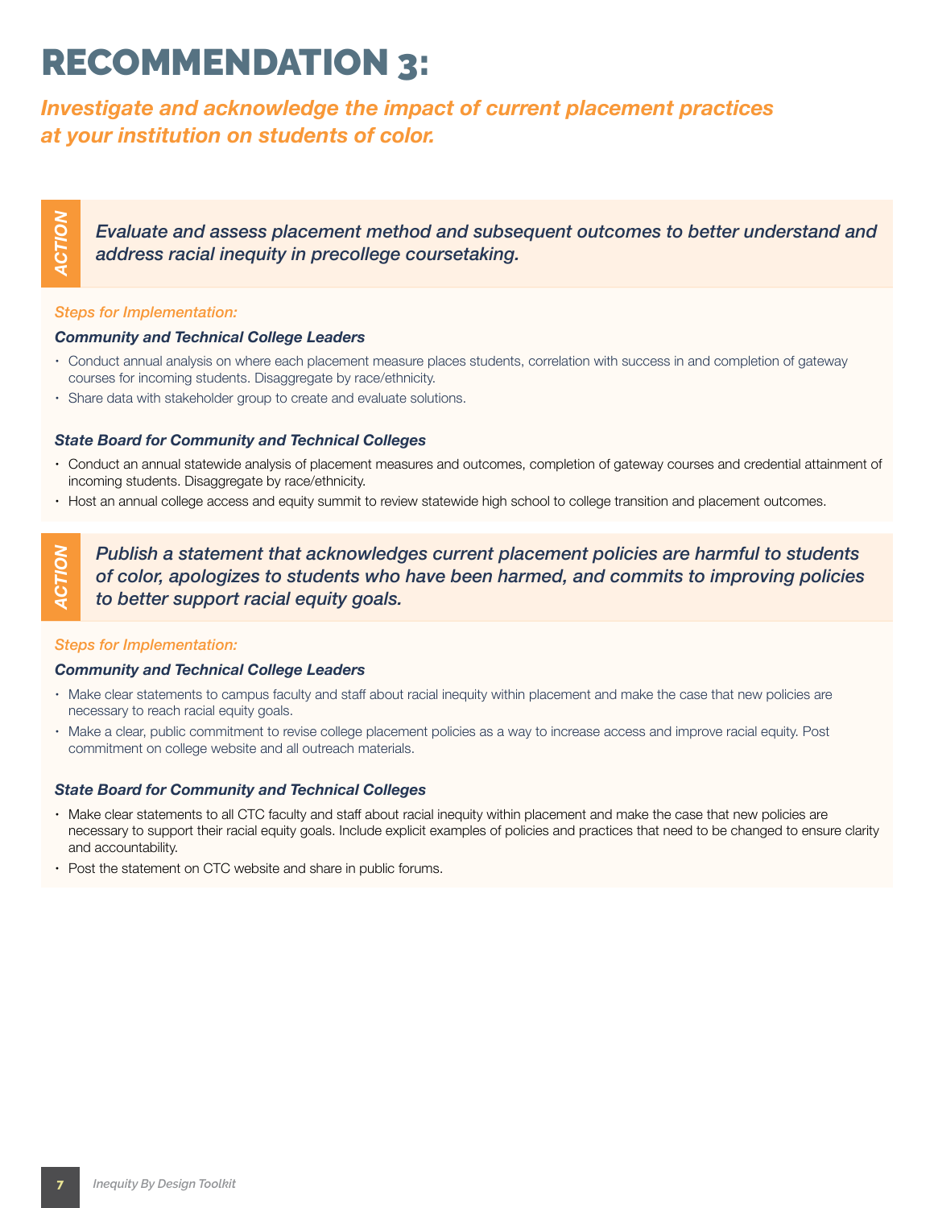# RECOMMENDATION 3:

## *Investigate and acknowledge the impact of current placement practices at your institution on students of color.*

### ACTION

***Evaluate and assess placement method and subsequent outcomes to better understand and address racial inequity in precollege coursetaking.***

*Steps for Implementation:*

***Community and Technical College Leaders***

- Conduct annual analysis on where each placement measure places students, correlation with success in and completion of gateway courses for incoming students. Disaggregate by race/ethnicity.
- Share data with stakeholder group to create and evaluate solutions.

***State Board for Community and Technical Colleges***

- Conduct an annual statewide analysis of placement measures and outcomes, completion of gateway courses and credential attainment of incoming students. Disaggregate by race/ethnicity.
- Host an annual college access and equity summit to review statewide high school to college transition and placement outcomes.

### ACTION

***Publish a statement that acknowledges current placement policies are harmful to students of color, apologizes to students who have been harmed, and commits to improving policies to better support racial equity goals.***

*Steps for Implementation:*

***Community and Technical College Leaders***

- Make clear statements to campus faculty and staff about racial inequity within placement and make the case that new policies are necessary to reach racial equity goals.
- Make a clear, public commitment to revise college placement policies as a way to increase access and improve racial equity. Post commitment on college website and all outreach materials.

***State Board for Community and Technical Colleges***

- Make clear statements to all CTC faculty and staff about racial inequity within placement and make the case that new policies are necessary to support their racial equity goals. Include explicit examples of policies and practices that need to be changed to ensure clarity and accountability.
- Post the statement on CTC website and share in public forums.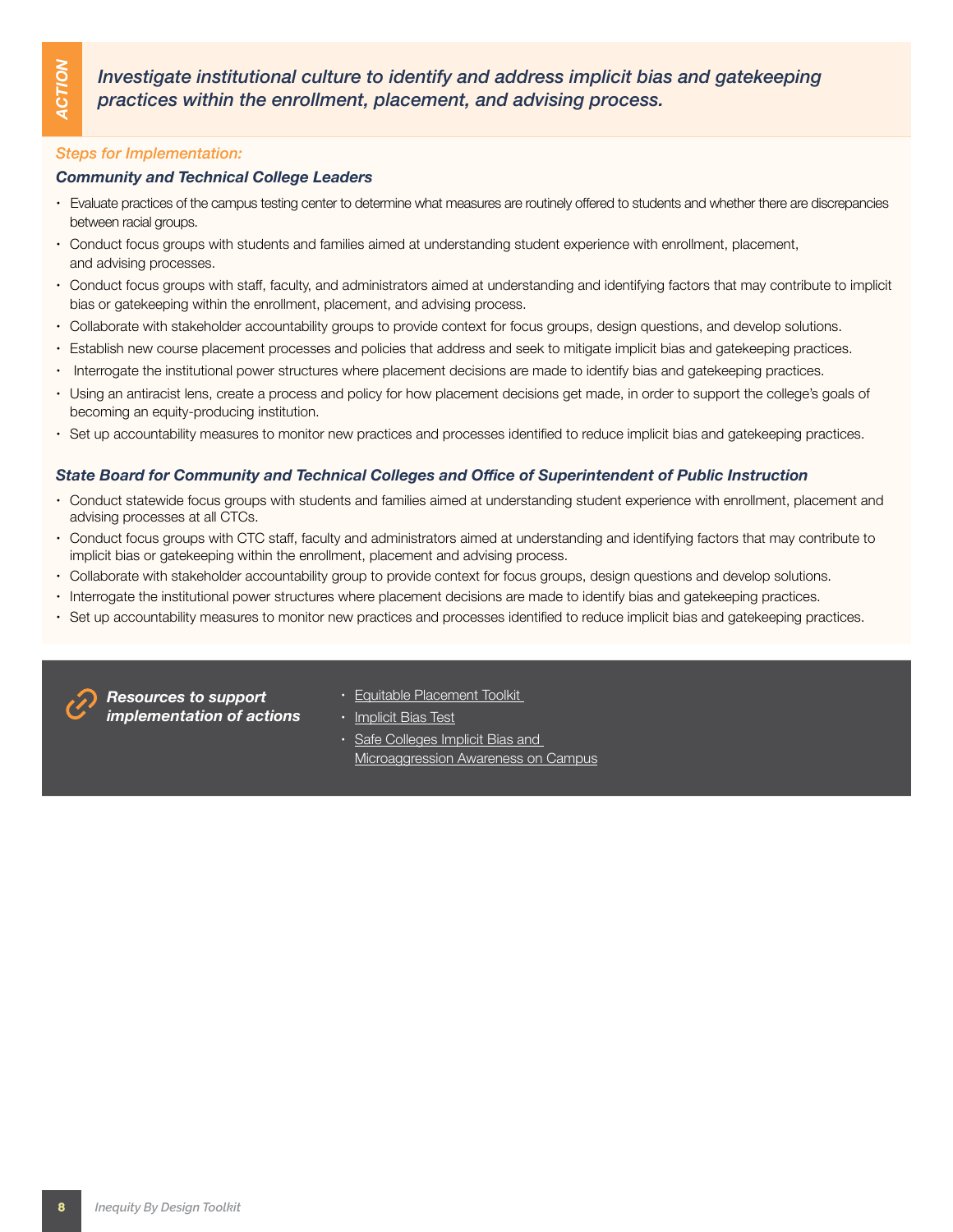**ACTION**

***Investigate institutional culture to identify and address implicit bias and gatekeeping practices within the enrollment, placement, and advising process.***

*Steps for Implementation:*

***Community and Technical College Leaders***

- Evaluate practices of the campus testing center to determine what measures are routinely offered to students and whether there are discrepancies between racial groups.
- Conduct focus groups with students and families aimed at understanding student experience with enrollment, placement, and advising processes.
- Conduct focus groups with staff, faculty, and administrators aimed at understanding and identifying factors that may contribute to implicit bias or gatekeeping within the enrollment, placement, and advising process.
- Collaborate with stakeholder accountability groups to provide context for focus groups, design questions, and develop solutions.
- Establish new course placement processes and policies that address and seek to mitigate implicit bias and gatekeeping practices.
- Interrogate the institutional power structures where placement decisions are made to identify bias and gatekeeping practices.
- Using an antiracist lens, create a process and policy for how placement decisions get made, in order to support the college's goals of becoming an equity-producing institution.
- Set up accountability measures to monitor new practices and processes identified to reduce implicit bias and gatekeeping practices.

***State Board for Community and Technical Colleges and Office of Superintendent of Public Instruction***

- Conduct statewide focus groups with students and families aimed at understanding student experience with enrollment, placement and advising processes at all CTCs.
- Conduct focus groups with CTC staff, faculty and administrators aimed at understanding and identifying factors that may contribute to implicit bias or gatekeeping within the enrollment, placement and advising process.
- Collaborate with stakeholder accountability group to provide context for focus groups, design questions and develop solutions.
- Interrogate the institutional power structures where placement decisions are made to identify bias and gatekeeping practices.
- Set up accountability measures to monitor new practices and processes identified to reduce implicit bias and gatekeeping practices.

***Resources to support implementation of actions***

- Equitable Placement Toolkit
- Implicit Bias Test
- Safe Colleges Implicit Bias and Microaggression Awareness on Campus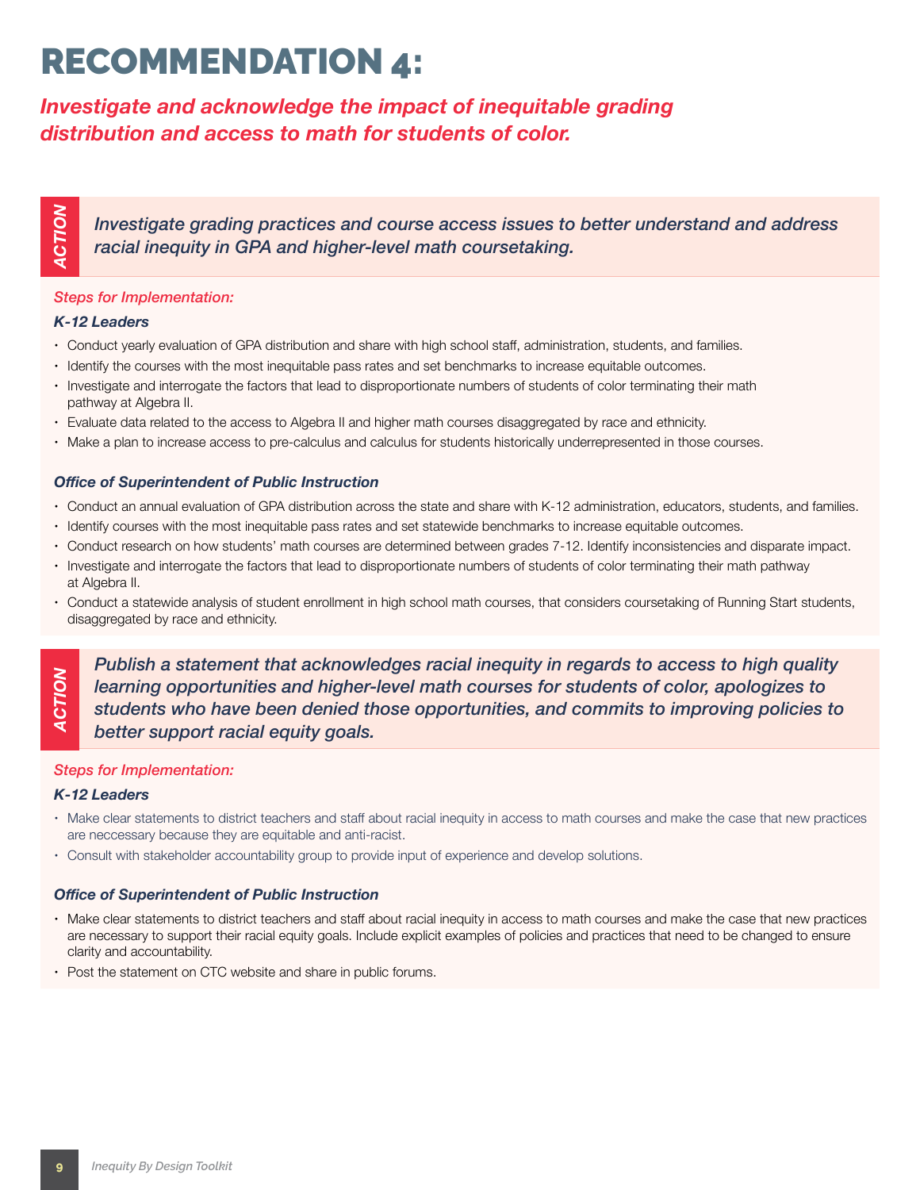# RECOMMENDATION 4:

*Investigate and acknowledge the impact of inequitable grading distribution and access to math for students of color.*

**ACTION**

***Investigate grading practices and course access issues to better understand and address racial inequity in GPA and higher-level math coursetaking.***

*Steps for Implementation:*

***K-12 Leaders***

- Conduct yearly evaluation of GPA distribution and share with high school staff, administration, students, and families.
- Identify the courses with the most inequitable pass rates and set benchmarks to increase equitable outcomes.
- Investigate and interrogate the factors that lead to disproportionate numbers of students of color terminating their math pathway at Algebra II.
- Evaluate data related to the access to Algebra II and higher math courses disaggregated by race and ethnicity.
- Make a plan to increase access to pre-calculus and calculus for students historically underrepresented in those courses.

***Office of Superintendent of Public Instruction***

- Conduct an annual evaluation of GPA distribution across the state and share with K-12 administration, educators, students, and families.
- Identify courses with the most inequitable pass rates and set statewide benchmarks to increase equitable outcomes.
- Conduct research on how students' math courses are determined between grades 7-12. Identify inconsistencies and disparate impact.
- Investigate and interrogate the factors that lead to disproportionate numbers of students of color terminating their math pathway at Algebra II.
- Conduct a statewide analysis of student enrollment in high school math courses, that considers coursetaking of Running Start students, disaggregated by race and ethnicity.

**ACTION**

***Publish a statement that acknowledges racial inequity in regards to access to high quality learning opportunities and higher-level math courses for students of color, apologizes to students who have been denied those opportunities, and commits to improving policies to better support racial equity goals.***

*Steps for Implementation:*

***K-12 Leaders***

- Make clear statements to district teachers and staff about racial inequity in access to math courses and make the case that new practices are neccessary because they are equitable and anti-racist.
- Consult with stakeholder accountability group to provide input of experience and develop solutions.

***Office of Superintendent of Public Instruction***

- Make clear statements to district teachers and staff about racial inequity in access to math courses and make the case that new practices are necessary to support their racial equity goals. Include explicit examples of policies and practices that need to be changed to ensure clarity and accountability.
- Post the statement on CTC website and share in public forums.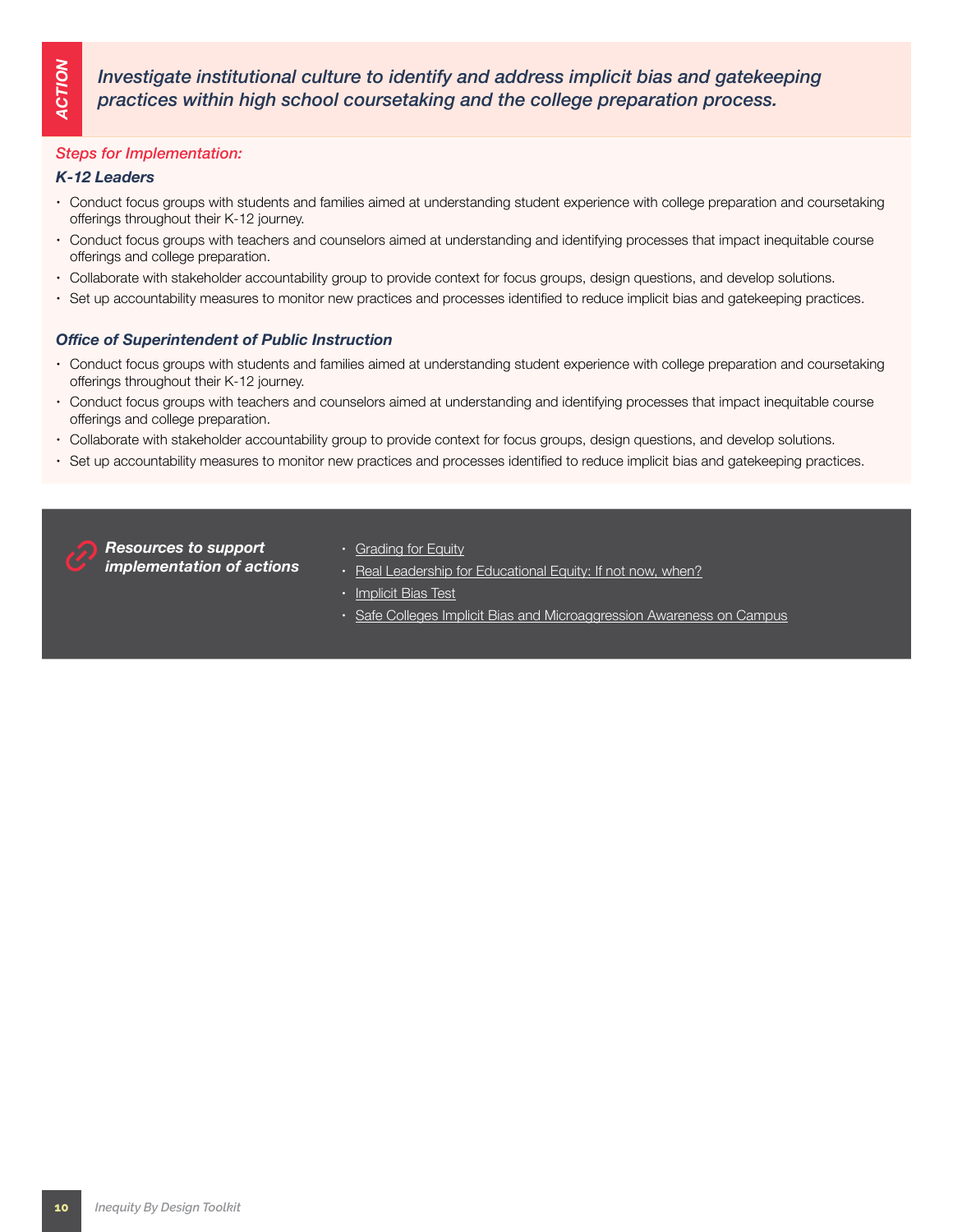**ACTION**

*Investigate institutional culture to identify and address implicit bias and gatekeeping practices within high school coursetaking and the college preparation process.*

*Steps for Implementation:*

***K-12 Leaders***

- Conduct focus groups with students and families aimed at understanding student experience with college preparation and coursetaking offerings throughout their K-12 journey.
- Conduct focus groups with teachers and counselors aimed at understanding and identifying processes that impact inequitable course offerings and college preparation.
- Collaborate with stakeholder accountability group to provide context for focus groups, design questions, and develop solutions.
- Set up accountability measures to monitor new practices and processes identified to reduce implicit bias and gatekeeping practices.

***Office of Superintendent of Public Instruction***

- Conduct focus groups with students and families aimed at understanding student experience with college preparation and coursetaking offerings throughout their K-12 journey.
- Conduct focus groups with teachers and counselors aimed at understanding and identifying processes that impact inequitable course offerings and college preparation.
- Collaborate with stakeholder accountability group to provide context for focus groups, design questions, and develop solutions.
- Set up accountability measures to monitor new practices and processes identified to reduce implicit bias and gatekeeping practices.

***Resources to support implementation of actions***

- Grading for Equity
- Real Leadership for Educational Equity: If not now, when?
- Implicit Bias Test
- Safe Colleges Implicit Bias and Microaggression Awareness on Campus